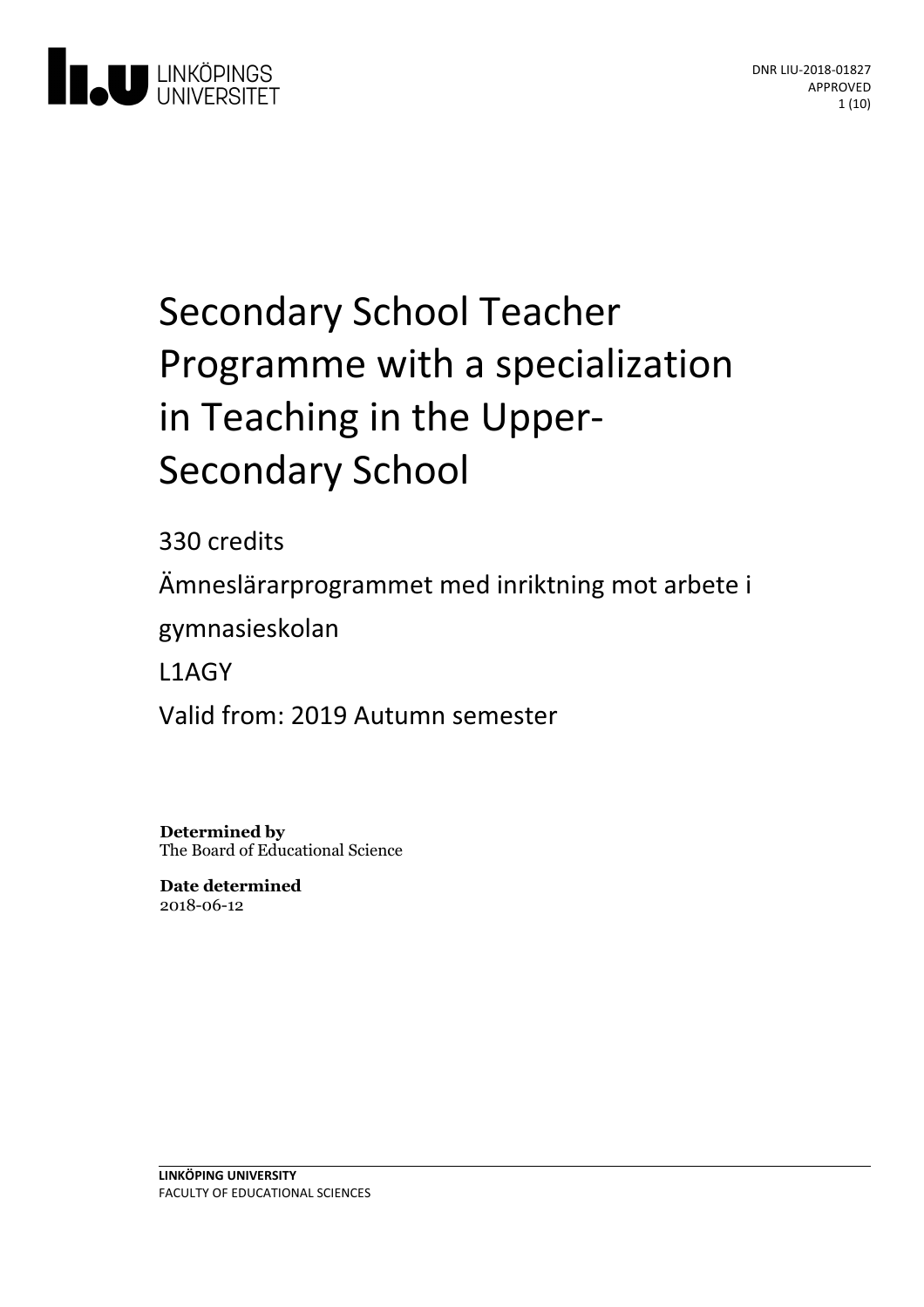DNR LIU-2018-01827
APPROVED

# Secondary School Teacher Programme with a specialization in Teaching in the Upper-Secondary School

330 credits

Ämneslärarprogrammet med inriktning mot arbete i gymnasieskolan

L1AGY

Valid from: 2019 Autumn semester

**Determined by**
The Board of Educational Science

**Date determined**
2018-06-12

**LINKÖPING UNIVERSITY**
FACULTY OF EDUCATIONAL SCIENCES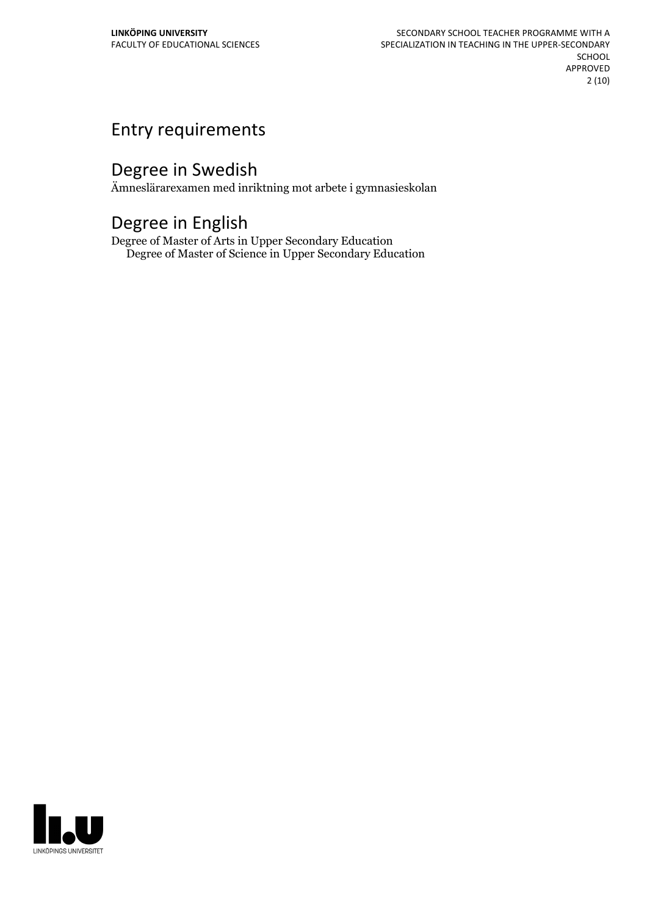# Entry requirements

# Degree in Swedish

Ämneslärarexamen med inriktning mot arbete i gymnasieskolan

# Degree in English

Degree of Master of Arts in Upper Secondary Education
Degree of Master of Science in Upper Secondary Education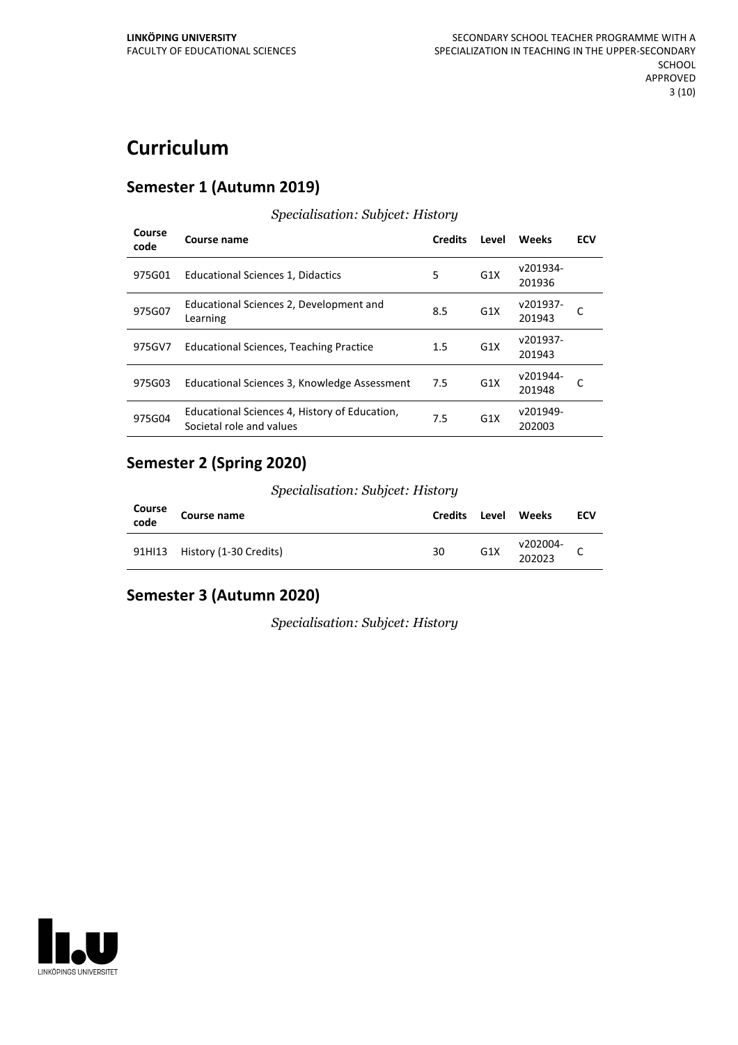# Curriculum

## Semester 1 (Autumn 2019)

*Specialisation: Subjcet: History*

| Course code | Course name | Credits | Level | Weeks | ECV |
|---|---|---|---|---|---|
| 975G01 | Educational Sciences 1, Didactics | 5 | G1X | v201934-201936 | |
| 975G07 | Educational Sciences 2, Development and Learning | 8.5 | G1X | v201937-201943 | C |
| 975GV7 | Educational Sciences, Teaching Practice | 1.5 | G1X | v201937-201943 | |
| 975G03 | Educational Sciences 3, Knowledge Assessment | 7.5 | G1X | v201944-201948 | C |
| 975G04 | Educational Sciences 4, History of Education, Societal role and values | 7.5 | G1X | v201949-202003 | |

## Semester 2 (Spring 2020)

*Specialisation: Subjcet: History*

| Course code | Course name | Credits | Level | Weeks | ECV |
|---|---|---|---|---|---|
| 91HI13 | History (1-30 Credits) | 30 | G1X | v202004-202023 | C |

## Semester 3 (Autumn 2020)

*Specialisation: Subjcet: History*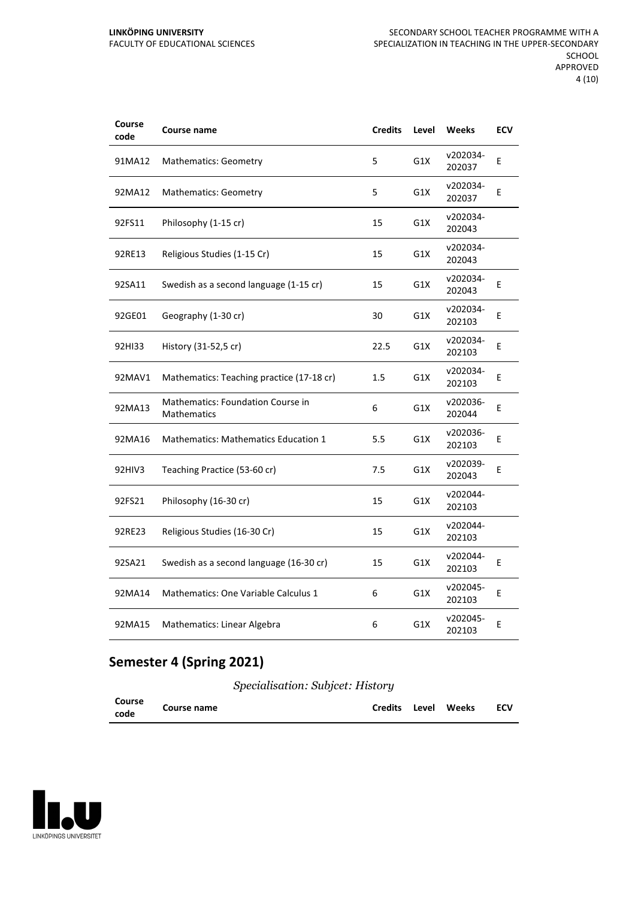| Course code | Course name | Credits | Level | Weeks | ECV |
|---|---|---|---|---|---|
| 91MA12 | Mathematics: Geometry | 5 | G1X | v202034-202037 | E |
| 92MA12 | Mathematics: Geometry | 5 | G1X | v202034-202037 | E |
| 92FS11 | Philosophy (1-15 cr) | 15 | G1X | v202034-202043 | |
| 92RE13 | Religious Studies (1-15 Cr) | 15 | G1X | v202034-202043 | |
| 92SA11 | Swedish as a second language (1-15 cr) | 15 | G1X | v202034-202043 | E |
| 92GE01 | Geography (1-30 cr) | 30 | G1X | v202034-202103 | E |
| 92HI33 | History (31-52,5 cr) | 22.5 | G1X | v202034-202103 | E |
| 92MAV1 | Mathematics: Teaching practice (17-18 cr) | 1.5 | G1X | v202034-202103 | E |
| 92MA13 | Mathematics: Foundation Course in Mathematics | 6 | G1X | v202036-202044 | E |
| 92MA16 | Mathematics: Mathematics Education 1 | 5.5 | G1X | v202036-202103 | E |
| 92HIV3 | Teaching Practice (53-60 cr) | 7.5 | G1X | v202039-202043 | E |
| 92FS21 | Philosophy (16-30 cr) | 15 | G1X | v202044-202103 | |
| 92RE23 | Religious Studies (16-30 Cr) | 15 | G1X | v202044-202103 | |
| 92SA21 | Swedish as a second language (16-30 cr) | 15 | G1X | v202044-202103 | E |
| 92MA14 | Mathematics: One Variable Calculus 1 | 6 | G1X | v202045-202103 | E |
| 92MA15 | Mathematics: Linear Algebra | 6 | G1X | v202045-202103 | E |

## Semester 4 (Spring 2021)

*Specialisation: Subjcet: History*

| Course code | Course name | Credits | Level | Weeks | ECV |
|---|---|---|---|---|---|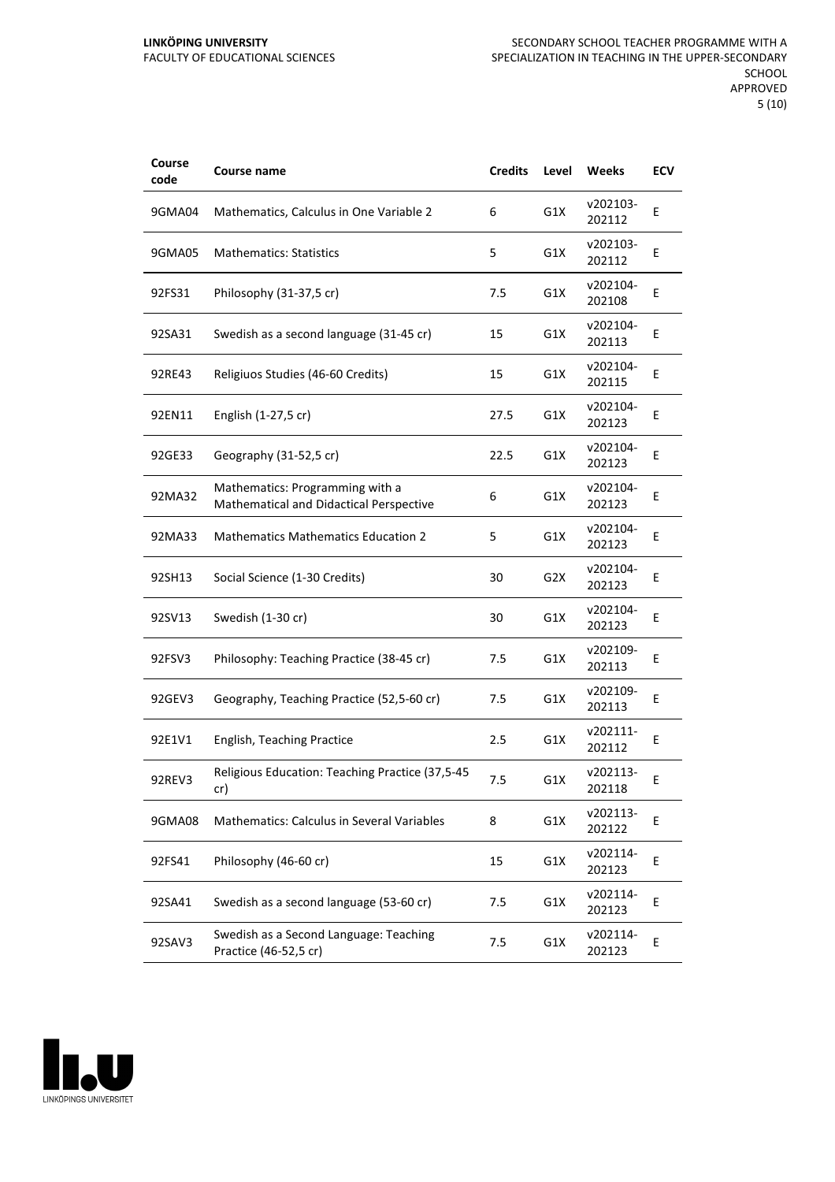| Course code | Course name | Credits | Level | Weeks | ECV |
|---|---|---|---|---|---|
| 9GMA04 | Mathematics, Calculus in One Variable 2 | 6 | G1X | v202103-202112 | E |
| 9GMA05 | Mathematics: Statistics | 5 | G1X | v202103-202112 | E |
| 92FS31 | Philosophy (31-37,5 cr) | 7.5 | G1X | v202104-202108 | E |
| 92SA31 | Swedish as a second language (31-45 cr) | 15 | G1X | v202104-202113 | E |
| 92RE43 | Religiuos Studies (46-60 Credits) | 15 | G1X | v202104-202115 | E |
| 92EN11 | English (1-27,5 cr) | 27.5 | G1X | v202104-202123 | E |
| 92GE33 | Geography (31-52,5 cr) | 22.5 | G1X | v202104-202123 | E |
| 92MA32 | Mathematics: Programming with a Mathematical and Didactical Perspective | 6 | G1X | v202104-202123 | E |
| 92MA33 | Mathematics Mathematics Education 2 | 5 | G1X | v202104-202123 | E |
| 92SH13 | Social Science (1-30 Credits) | 30 | G2X | v202104-202123 | E |
| 92SV13 | Swedish (1-30 cr) | 30 | G1X | v202104-202123 | E |
| 92FSV3 | Philosophy: Teaching Practice (38-45 cr) | 7.5 | G1X | v202109-202113 | E |
| 92GEV3 | Geography, Teaching Practice (52,5-60 cr) | 7.5 | G1X | v202109-202113 | E |
| 92E1V1 | English, Teaching Practice | 2.5 | G1X | v202111-202112 | E |
| 92REV3 | Religious Education: Teaching Practice (37,5-45 cr) | 7.5 | G1X | v202113-202118 | E |
| 9GMA08 | Mathematics: Calculus in Several Variables | 8 | G1X | v202113-202122 | E |
| 92FS41 | Philosophy (46-60 cr) | 15 | G1X | v202114-202123 | E |
| 92SA41 | Swedish as a second language (53-60 cr) | 7.5 | G1X | v202114-202123 | E |
| 92SAV3 | Swedish as a Second Language: Teaching Practice (46-52,5 cr) | 7.5 | G1X | v202114-202123 | E |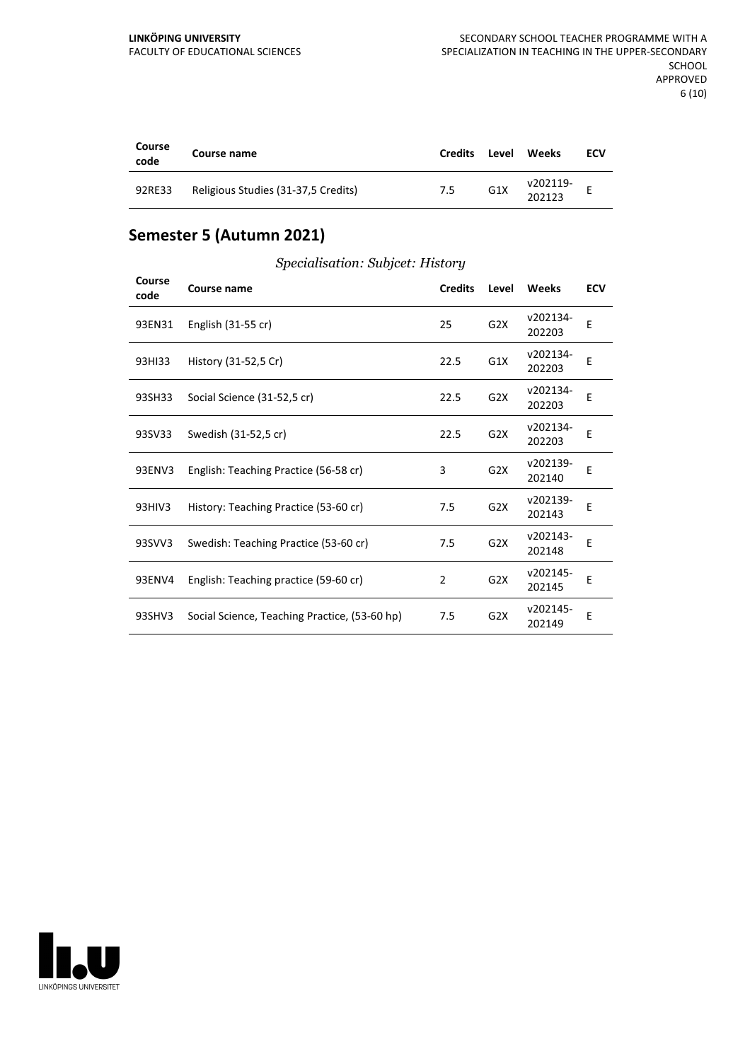| Course code | Course name | Credits | Level | Weeks | ECV |
|---|---|---|---|---|---|
| 92RE33 | Religious Studies (31-37,5 Credits) | 7.5 | G1X | v202119-202123 | E |

## Semester 5 (Autumn 2021)

*Specialisation: Subjcet: History*

| Course code | Course name | Credits | Level | Weeks | ECV |
|---|---|---|---|---|---|
| 93EN31 | English (31-55 cr) | 25 | G2X | v202134-202203 | E |
| 93HI33 | History (31-52,5 Cr) | 22.5 | G1X | v202134-202203 | E |
| 93SH33 | Social Science (31-52,5 cr) | 22.5 | G2X | v202134-202203 | E |
| 93SV33 | Swedish (31-52,5 cr) | 22.5 | G2X | v202134-202203 | E |
| 93ENV3 | English: Teaching Practice (56-58 cr) | 3 | G2X | v202139-202140 | E |
| 93HIV3 | History: Teaching Practice (53-60 cr) | 7.5 | G2X | v202139-202143 | E |
| 93SVV3 | Swedish: Teaching Practice (53-60 cr) | 7.5 | G2X | v202143-202148 | E |
| 93ENV4 | English: Teaching practice (59-60 cr) | 2 | G2X | v202145-202145 | E |
| 93SHV3 | Social Science, Teaching Practice, (53-60 hp) | 7.5 | G2X | v202145-202149 | E |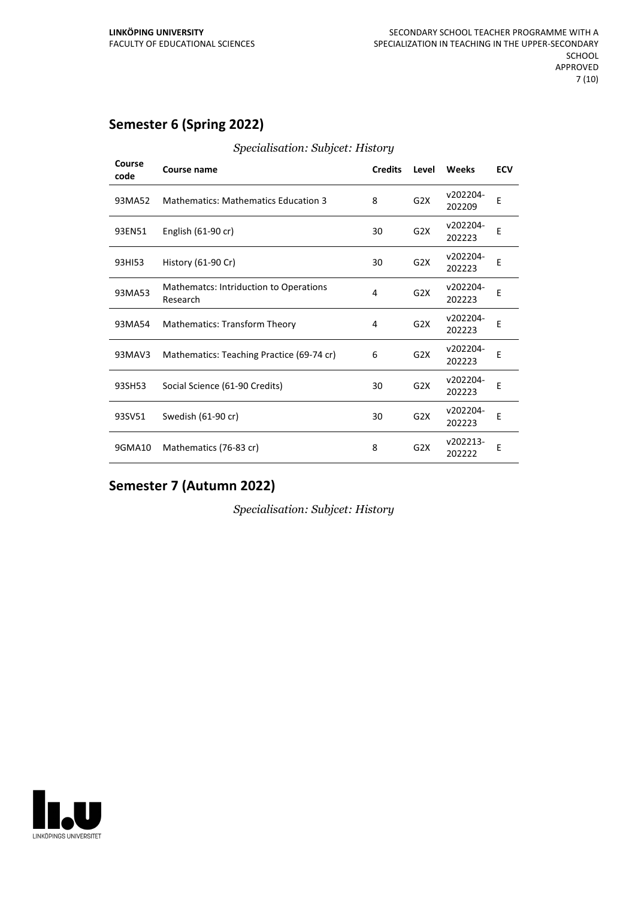## Semester 6 (Spring 2022)

*Specialisation: Subjcet: History*

| Course code | Course name | Credits | Level | Weeks | ECV |
|---|---|---|---|---|---|
| 93MA52 | Mathematics: Mathematics Education 3 | 8 | G2X | v202204-202209 | E |
| 93EN51 | English (61-90 cr) | 30 | G2X | v202204-202223 | E |
| 93HI53 | History (61-90 Cr) | 30 | G2X | v202204-202223 | E |
| 93MA53 | Mathematcs: Intriduction to Operations Research | 4 | G2X | v202204-202223 | E |
| 93MA54 | Mathematics: Transform Theory | 4 | G2X | v202204-202223 | E |
| 93MAV3 | Mathematics: Teaching Practice (69-74 cr) | 6 | G2X | v202204-202223 | E |
| 93SH53 | Social Science (61-90 Credits) | 30 | G2X | v202204-202223 | E |
| 93SV51 | Swedish (61-90 cr) | 30 | G2X | v202204-202223 | E |
| 9GMA10 | Mathematics (76-83 cr) | 8 | G2X | v202213-202222 | E |

## Semester 7 (Autumn 2022)

*Specialisation: Subjcet: History*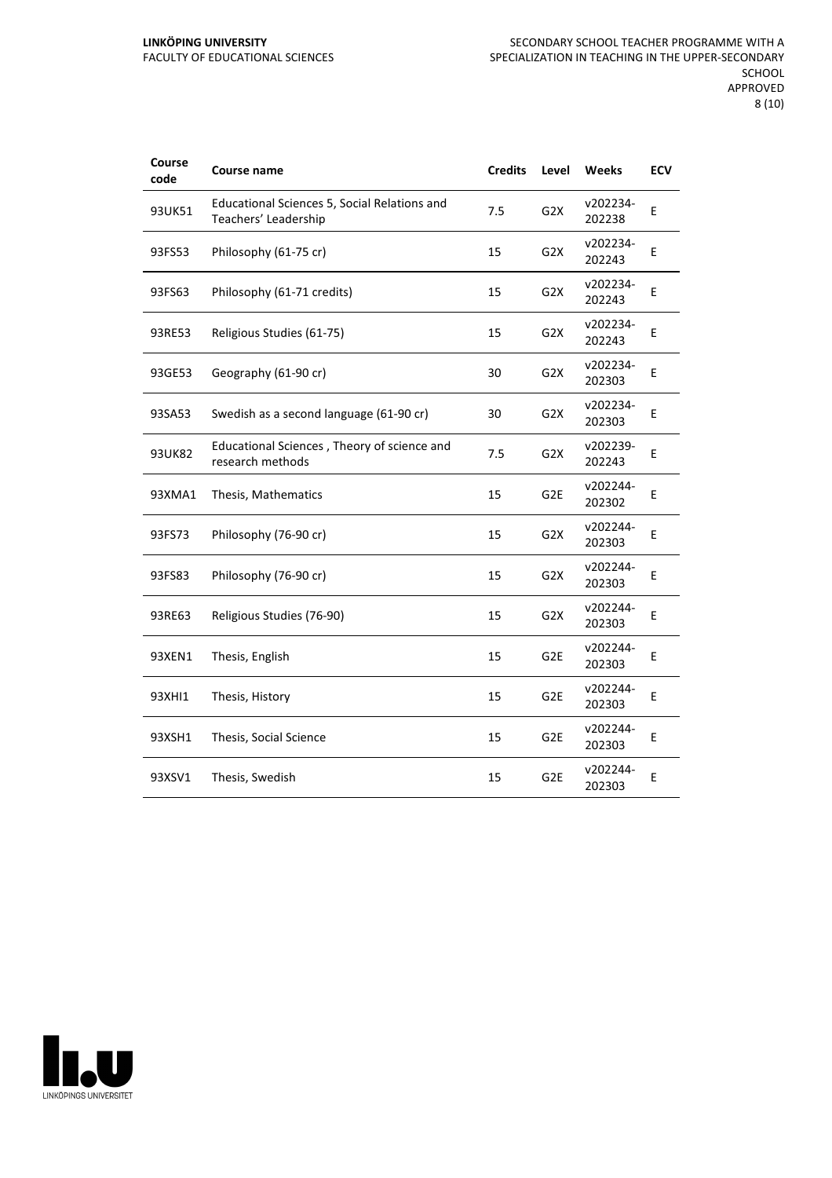| Course code | Course name | Credits | Level | Weeks | ECV |
|---|---|---|---|---|---|
| 93UK51 | Educational Sciences 5, Social Relations and Teachers' Leadership | 7.5 | G2X | v202234-202238 | E |
| 93FS53 | Philosophy (61-75 cr) | 15 | G2X | v202234-202243 | E |
| 93FS63 | Philosophy (61-71 credits) | 15 | G2X | v202234-202243 | E |
| 93RE53 | Religious Studies (61-75) | 15 | G2X | v202234-202243 | E |
| 93GE53 | Geography (61-90 cr) | 30 | G2X | v202234-202303 | E |
| 93SA53 | Swedish as a second language (61-90 cr) | 30 | G2X | v202234-202303 | E |
| 93UK82 | Educational Sciences , Theory of science and research methods | 7.5 | G2X | v202239-202243 | E |
| 93XMA1 | Thesis, Mathematics | 15 | G2E | v202244-202302 | E |
| 93FS73 | Philosophy (76-90 cr) | 15 | G2X | v202244-202303 | E |
| 93FS83 | Philosophy (76-90 cr) | 15 | G2X | v202244-202303 | E |
| 93RE63 | Religious Studies (76-90) | 15 | G2X | v202244-202303 | E |
| 93XEN1 | Thesis, English | 15 | G2E | v202244-202303 | E |
| 93XHI1 | Thesis, History | 15 | G2E | v202244-202303 | E |
| 93XSH1 | Thesis, Social Science | 15 | G2E | v202244-202303 | E |
| 93XSV1 | Thesis, Swedish | 15 | G2E | v202244-202303 | E |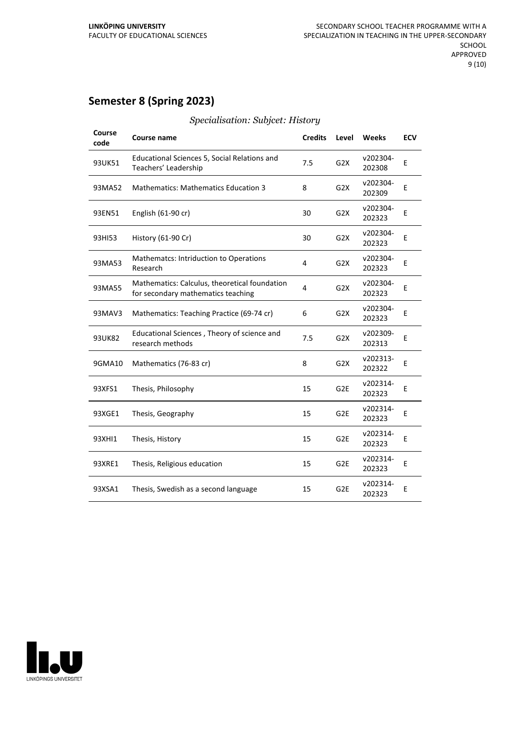## Semester 8 (Spring 2023)

*Specialisation: Subjcet: History*

| Course code | Course name | Credits | Level | Weeks | ECV |
|---|---|---|---|---|---|
| 93UK51 | Educational Sciences 5, Social Relations and Teachers' Leadership | 7.5 | G2X | v202304-202308 | E |
| 93MA52 | Mathematics: Mathematics Education 3 | 8 | G2X | v202304-202309 | E |
| 93EN51 | English (61-90 cr) | 30 | G2X | v202304-202323 | E |
| 93HI53 | History (61-90 Cr) | 30 | G2X | v202304-202323 | E |
| 93MA53 | Mathematcs: Intriduction to Operations Research | 4 | G2X | v202304-202323 | E |
| 93MA55 | Mathematics: Calculus, theoretical foundation for secondary mathematics teaching | 4 | G2X | v202304-202323 | E |
| 93MAV3 | Mathematics: Teaching Practice (69-74 cr) | 6 | G2X | v202304-202323 | E |
| 93UK82 | Educational Sciences , Theory of science and research methods | 7.5 | G2X | v202309-202313 | E |
| 9GMA10 | Mathematics (76-83 cr) | 8 | G2X | v202313-202322 | E |
| 93XFS1 | Thesis, Philosophy | 15 | G2E | v202314-202323 | E |
| 93XGE1 | Thesis, Geography | 15 | G2E | v202314-202323 | E |
| 93XHI1 | Thesis, History | 15 | G2E | v202314-202323 | E |
| 93XRE1 | Thesis, Religious education | 15 | G2E | v202314-202323 | E |
| 93XSA1 | Thesis, Swedish as a second language | 15 | G2E | v202314-202323 | E |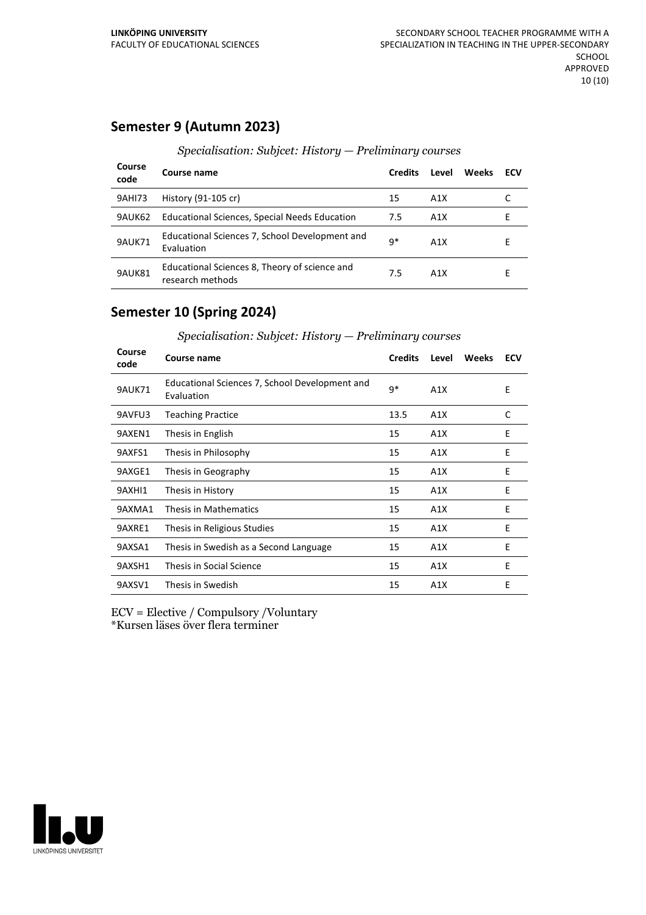## Semester 9 (Autumn 2023)

*Specialisation: Subjcet: History — Preliminary courses*

| Course code | Course name | Credits | Level | Weeks | ECV |
|---|---|---|---|---|---|
| 9AHI73 | History (91-105 cr) | 15 | A1X | | C |
| 9AUK62 | Educational Sciences, Special Needs Education | 7.5 | A1X | | E |
| 9AUK71 | Educational Sciences 7, School Development and Evaluation | 9* | A1X | | E |
| 9AUK81 | Educational Sciences 8, Theory of science and research methods | 7.5 | A1X | | E |

## Semester 10 (Spring 2024)

*Specialisation: Subjcet: History — Preliminary courses*

| Course code | Course name | Credits | Level | Weeks | ECV |
|---|---|---|---|---|---|
| 9AUK71 | Educational Sciences 7, School Development and Evaluation | 9* | A1X | | E |
| 9AVFU3 | Teaching Practice | 13.5 | A1X | | C |
| 9AXEN1 | Thesis in English | 15 | A1X | | E |
| 9AXFS1 | Thesis in Philosophy | 15 | A1X | | E |
| 9AXGE1 | Thesis in Geography | 15 | A1X | | E |
| 9AXHI1 | Thesis in History | 15 | A1X | | E |
| 9AXMA1 | Thesis in Mathematics | 15 | A1X | | E |
| 9AXRE1 | Thesis in Religious Studies | 15 | A1X | | E |
| 9AXSA1 | Thesis in Swedish as a Second Language | 15 | A1X | | E |
| 9AXSH1 | Thesis in Social Science | 15 | A1X | | E |
| 9AXSV1 | Thesis in Swedish | 15 | A1X | | E |

ECV = Elective / Compulsory /Voluntary
*Kursen läses över flera terminer